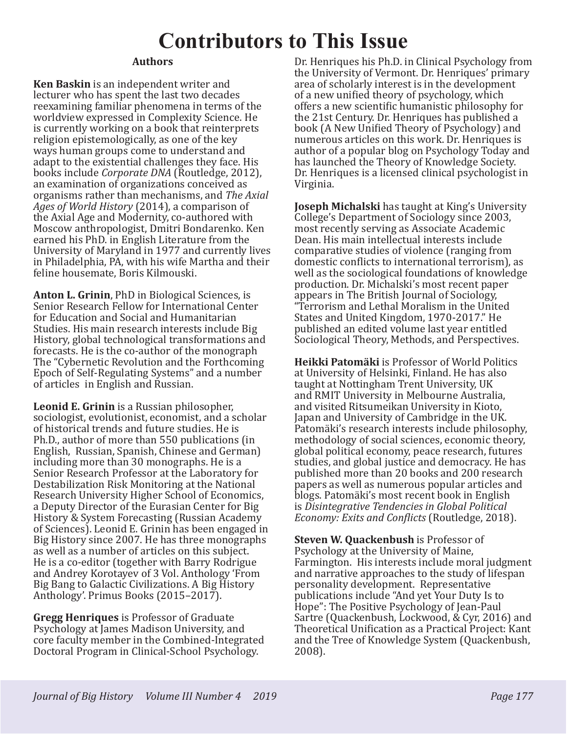# Contributors to This Issue

## Authors

**Ken Baskin** is an independent writer and lecturer who has spent the last two decades reexamining familiar phenomena in terms of the worldview expressed in Complexity Science. He is currently working on a book that reinterprets religion epistemologically, as one of the key ways human groups come to understand and adapt to the existential challenges they face. His books include *Corporate DNA* (Routledge, 2012), an examination of organizations conceived as organisms rather than mechanisms, and *The Axial Ages of World History* (2014), a comparison of the Axial Age and Modernity, co-authored with Moscow anthropologist, Dmitri Bondarenko. Ken earned his PhD. in English Literature from the University of Maryland in 1977 and currently lives in Philadelphia, PA, with his wife Martha and their feline housemate, Boris Kilmouski.

**Anton L. Grinin**, PhD in Biological Sciences, is Senior Research Fellow for International Center for Education and Social and Humanitarian Studies. His main research interests include Big History, global technological transformations and forecasts. He is the co-author of the monograph The "Cybernetic Revolution and the Forthcoming Epoch of Self-Regulating Systems" and a number of articles in English and Russian.

**Leonid E. Grinin** is a Russian philosopher, sociologist, evolutionist, economist, and a scholar of historical trends and future studies. He is Ph.D., author of more than 550 publications (in English, Russian, Spanish, Chinese and German) including more than 30 monographs. He is a Senior Research Professor at the Laboratory for Destabilization Risk Monitoring at the National Research University Higher School of Economics, a Deputy Director of the Eurasian Center for Big History & System Forecasting (Russian Academy of Sciences). Leonid E. Grinin has been engaged in Big History since 2007. He has three monographs as well as a number of articles on this subject. He is a co-editor (together with Barry Rodrigue and Andrey Korotayev of 3 Vol. Anthology 'From Big Bang to Galactic Civilizations. A Big History Anthology'. Primus Books (2015–2017).

**Gregg Henriques** is Professor of Graduate Psychology at James Madison University, and core faculty member in the Combined-Integrated Doctoral Program in Clinical-School Psychology. Dr. Henriques his Ph.D. in Clinical Psychology from the University of Vermont. Dr. Henriques' primary area of scholarly interest is in the development of a new unified theory of psychology, which offers a new scientific humanistic philosophy for the 21st Century. Dr. Henriques has published a book (A New Unified Theory of Psychology) and numerous articles on this work. Dr. Henriques is author of a popular blog on Psychology Today and has launched the Theory of Knowledge Society. Dr. Henriques is a licensed clinical psychologist in Virginia.

**Joseph Michalski** has taught at King's University College's Department of Sociology since 2003, most recently serving as Associate Academic Dean. His main intellectual interests include comparative studies of violence (ranging from domestic conflicts to international terrorism), as well as the sociological foundations of knowledge production. Dr. Michalski's most recent paper appears in The British Journal of Sociology, "Terrorism and Lethal Moralism in the United States and United Kingdom, 1970-2017." He published an edited volume last year entitled Sociological Theory, Methods, and Perspectives.

**Heikki Patomäki** is Professor of World Politics at University of Helsinki, Finland. He has also taught at Nottingham Trent University, UK and RMIT University in Melbourne Australia, and visited Ritsumeikan University in Kioto, Japan and University of Cambridge in the UK. Patomäki's research interests include philosophy, methodology of social sciences, economic theory, global political economy, peace research, futures studies, and global justice and democracy. He has published more than 20 books and 200 research papers as well as numerous popular articles and blogs. Patomäki's most recent book in English is *Disintegrative Tendencies in Global Political Economy: Exits and Conflicts* (Routledge, 2018).

**Steven W. Quackenbush** is Professor of Psychology at the University of Maine, Farmington. His interests include moral judgment and narrative approaches to the study of lifespan personality development. Representative publications include "And yet Your Duty Is to Hope": The Positive Psychology of Jean-Paul Sartre (Quackenbush, Lockwood, & Cyr, 2016) and Theoretical Unification as a Practical Project: Kant and the Tree of Knowledge System (Quackenbush, 2008).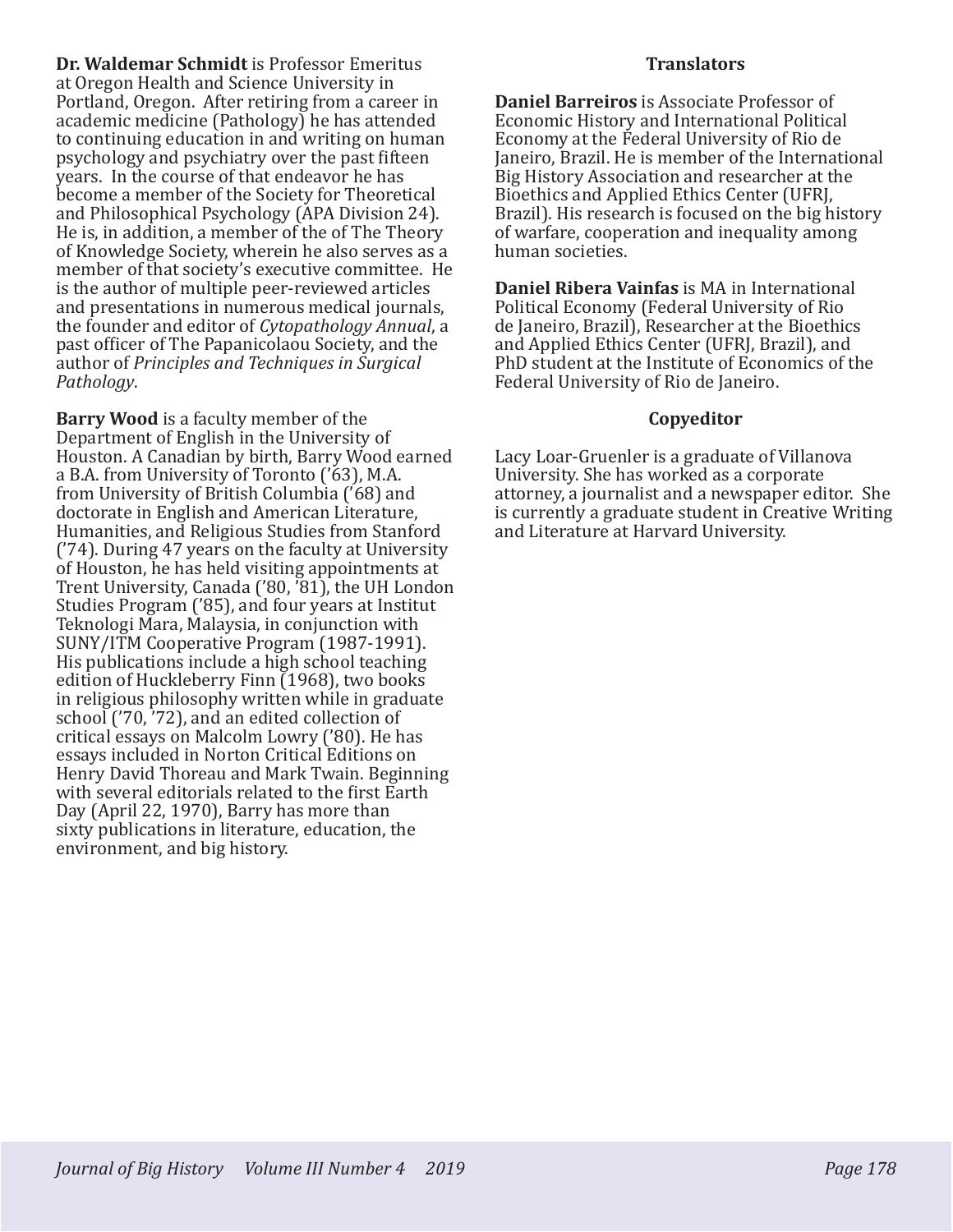**Dr. Waldemar Schmidt** is Professor Emeritus at Oregon Health and Science University in Portland, Oregon. After retiring from a career in academic medicine (Pathology) he has attended to continuing education in and writing on human psychology and psychiatry over the past fifteen years. In the course of that endeavor he has become a member of the Society for Theoretical and Philosophical Psychology (APA Division 24). He is, in addition, a member of the of The Theory of Knowledge Society, wherein he also serves as a member of that society's executive committee. He is the author of multiple peer-reviewed articles and presentations in numerous medical journals, the founder and editor of *Cytopathology Annual*, a past officer of The Papanicolaou Society, and the author of *Principles and Techniques in Surgical Pathology*.

**Barry Wood** is a faculty member of the Department of English in the University of Houston. A Canadian by birth, Barry Wood earned a B.A. from University of Toronto ('63), M.A. from University of British Columbia ('68) and doctorate in English and American Literature, Humanities, and Religious Studies from Stanford ('74). During 47 years on the faculty at University of Houston, he has held visiting appointments at Trent University, Canada ('80, '81), the UH London Studies Program ('85), and four years at Institut Teknologi Mara, Malaysia, in conjunction with SUNY/ITM Cooperative Program (1987-1991). His publications include a high school teaching edition of Huckleberry Finn (1968), two books in religious philosophy written while in graduate school ('70, '72), and an edited collection of critical essays on Malcolm Lowry ('80). He has essays included in Norton Critical Editions on Henry David Thoreau and Mark Twain. Beginning with several editorials related to the first Earth Day (April 22, 1970), Barry has more than sixty publications in literature, education, the environment, and big history.

### Translators

**Daniel Barreiros** is Associate Professor of Economic History and International Political Economy at the Federal University of Rio de Janeiro, Brazil. He is member of the International Big History Association and researcher at the Bioethics and Applied Ethics Center (UFRJ, Brazil). His research is focused on the big history of warfare, cooperation and inequality among human societies.

**Daniel Ribera Vainfas** is MA in International Political Economy (Federal University of Rio de Janeiro, Brazil), Researcher at the Bioethics and Applied Ethics Center (UFRJ, Brazil), and PhD student at the Institute of Economics of the Federal University of Rio de Janeiro.

### Copyeditor

Lacy Loar-Gruenler is a graduate of Villanova University. She has worked as a corporate attorney, a journalist and a newspaper editor. She is currently a graduate student in Creative Writing and Literature at Harvard University.